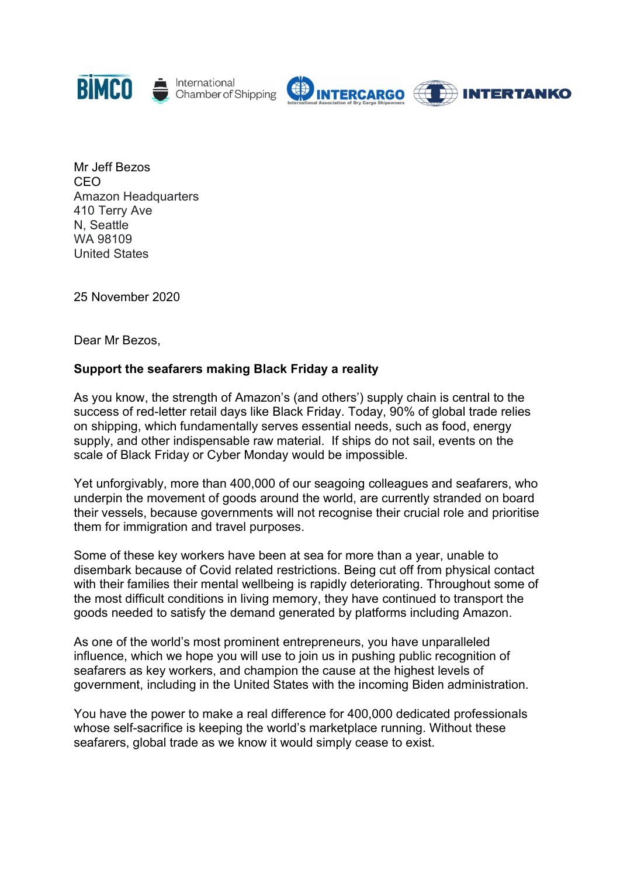BIMCO International Chamber of Shipping INTERCARGO International Association of Dry Cargo Shipowners INTERTANKO

Mr Jeff Bezos
CEO
Amazon Headquarters
410 Terry Ave
N, Seattle
WA 98109
United States

25 November 2020

Dear Mr Bezos,

**Support the seafarers making Black Friday a reality**

As you know, the strength of Amazon's (and others') supply chain is central to the success of red-letter retail days like Black Friday. Today, 90% of global trade relies on shipping, which fundamentally serves essential needs, such as food, energy supply, and other indispensable raw material. If ships do not sail, events on the scale of Black Friday or Cyber Monday would be impossible.

Yet unforgivably, more than 400,000 of our seagoing colleagues and seafarers, who underpin the movement of goods around the world, are currently stranded on board their vessels, because governments will not recognise their crucial role and prioritise them for immigration and travel purposes.

Some of these key workers have been at sea for more than a year, unable to disembark because of Covid related restrictions. Being cut off from physical contact with their families their mental wellbeing is rapidly deteriorating. Throughout some of the most difficult conditions in living memory, they have continued to transport the goods needed to satisfy the demand generated by platforms including Amazon.

As one of the world's most prominent entrepreneurs, you have unparalleled influence, which we hope you will use to join us in pushing public recognition of seafarers as key workers, and champion the cause at the highest levels of government, including in the United States with the incoming Biden administration.

You have the power to make a real difference for 400,000 dedicated professionals whose self-sacrifice is keeping the world's marketplace running. Without these seafarers, global trade as we know it would simply cease to exist.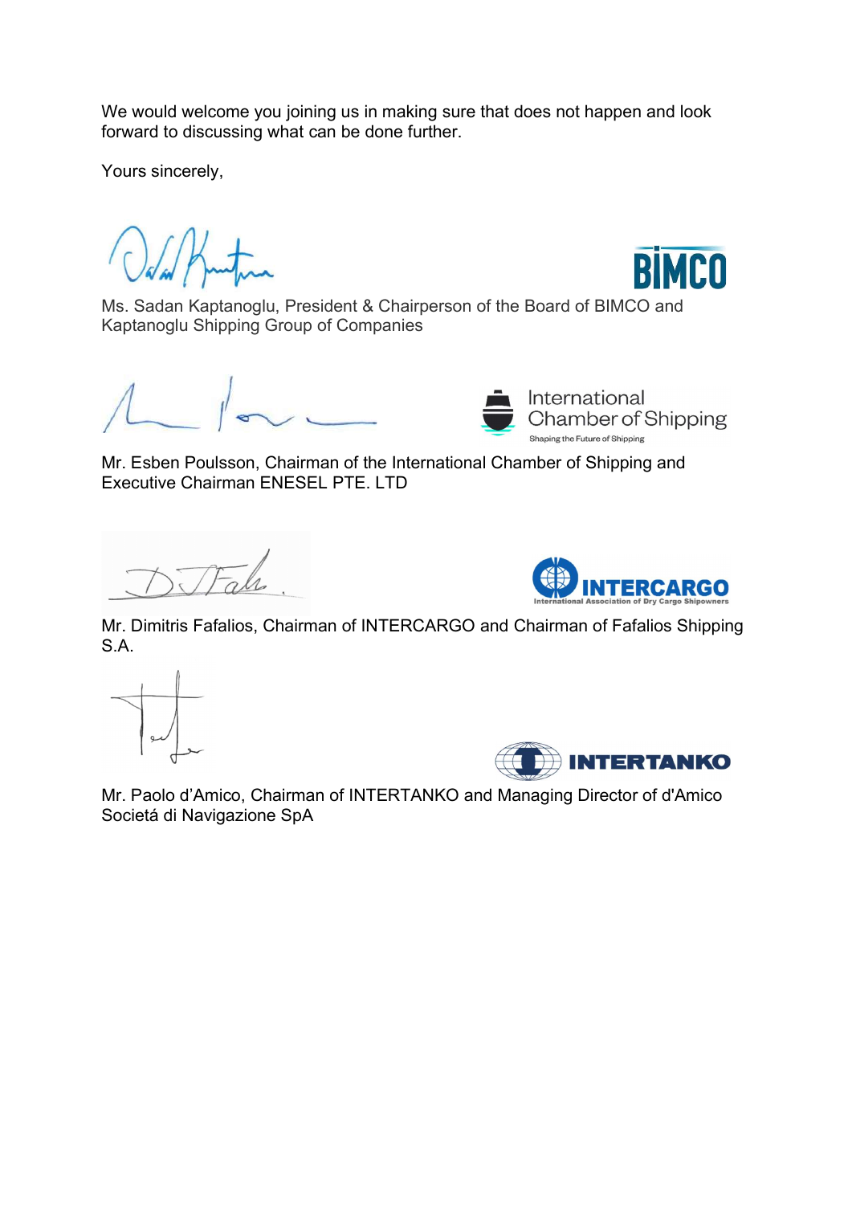We would welcome you joining us in making sure that does not happen and look forward to discussing what can be done further.

Yours sincerely,

Ms. Sadan Kaptanoglu, President & Chairperson of the Board of BIMCO and Kaptanoglu Shipping Group of Companies

Mr. Esben Poulsson, Chairman of the International Chamber of Shipping and Executive Chairman ENESEL PTE. LTD

Mr. Dimitris Fafalios, Chairman of INTERCARGO and Chairman of Fafalios Shipping S.A.

Mr. Paolo d'Amico, Chairman of INTERTANKO and Managing Director of d'Amico Societá di Navigazione SpA